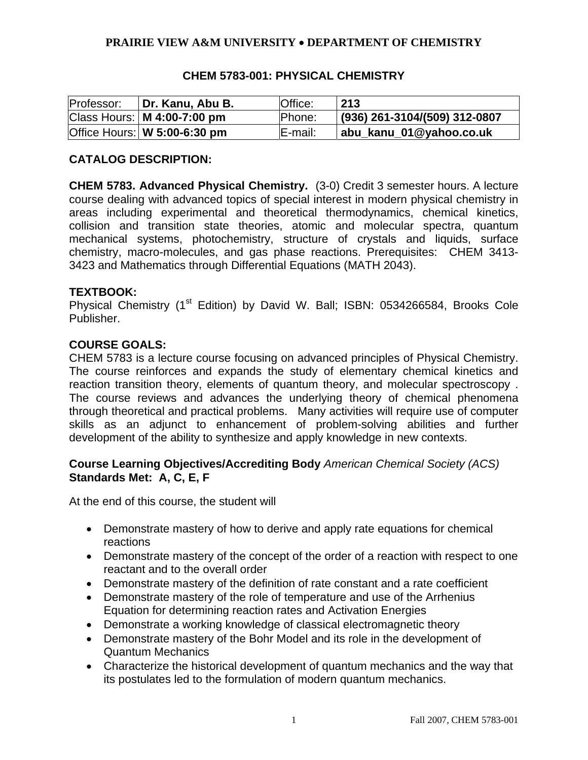**PRAIRIE VIEW A&M UNIVERSITY • DEPARTMENT OF CHEMISTRY**

# CHEM 5783-001: PHYSICAL CHEMISTRY

| Professor: | **Dr. Kanu, Abu B.** | Office: | **213** |
|---|---|---|---|
| Class Hours: | **M 4:00-7:00 pm** | Phone: | **(936) 261-3104/(509) 312-0807** |
| Office Hours: | **W 5:00-6:30 pm** | E-mail: | **abu_kanu_01@yahoo.co.uk** |

## CATALOG DESCRIPTION:

**CHEM 5783. Advanced Physical Chemistry.** (3-0) Credit 3 semester hours. A lecture course dealing with advanced topics of special interest in modern physical chemistry in areas including experimental and theoretical thermodynamics, chemical kinetics, collision and transition state theories, atomic and molecular spectra, quantum mechanical systems, photochemistry, structure of crystals and liquids, surface chemistry, macro-molecules, and gas phase reactions. Prerequisites: CHEM 3413-3423 and Mathematics through Differential Equations (MATH 2043).

## TEXTBOOK:

Physical Chemistry (1st Edition) by David W. Ball; ISBN: 0534266584, Brooks Cole Publisher.

## COURSE GOALS:

CHEM 5783 is a lecture course focusing on advanced principles of Physical Chemistry. The course reinforces and expands the study of elementary chemical kinetics and reaction transition theory, elements of quantum theory, and molecular spectroscopy . The course reviews and advances the underlying theory of chemical phenomena through theoretical and practical problems. Many activities will require use of computer skills as an adjunct to enhancement of problem-solving abilities and further development of the ability to synthesize and apply knowledge in new contexts.

**Course Learning Objectives/Accrediting Body** *American Chemical Society (ACS)* **Standards Met: A, C, E, F**

At the end of this course, the student will

- Demonstrate mastery of how to derive and apply rate equations for chemical reactions
- Demonstrate mastery of the concept of the order of a reaction with respect to one reactant and to the overall order
- Demonstrate mastery of the definition of rate constant and a rate coefficient
- Demonstrate mastery of the role of temperature and use of the Arrhenius Equation for determining reaction rates and Activation Energies
- Demonstrate a working knowledge of classical electromagnetic theory
- Demonstrate mastery of the Bohr Model and its role in the development of Quantum Mechanics
- Characterize the historical development of quantum mechanics and the way that its postulates led to the formulation of modern quantum mechanics.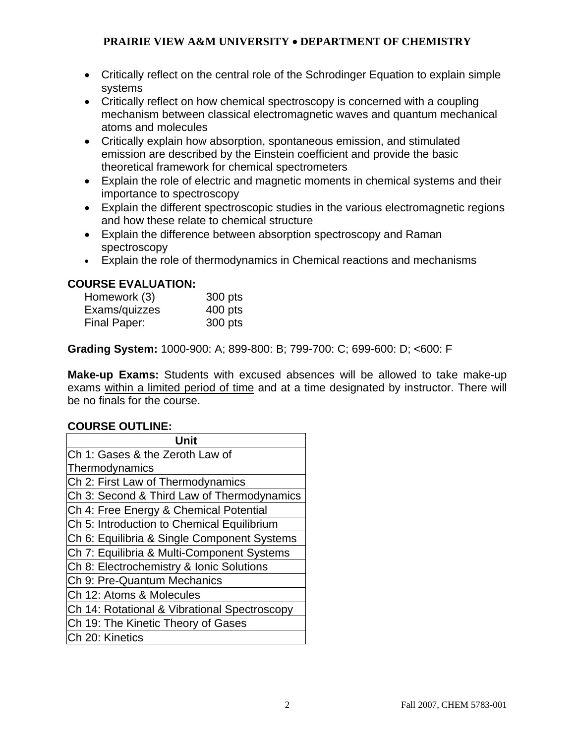- Critically reflect on the central role of the Schrodinger Equation to explain simple systems
- Critically reflect on how chemical spectroscopy is concerned with a coupling mechanism between classical electromagnetic waves and quantum mechanical atoms and molecules
- Critically explain how absorption, spontaneous emission, and stimulated emission are described by the Einstein coefficient and provide the basic theoretical framework for chemical spectrometers
- Explain the role of electric and magnetic moments in chemical systems and their importance to spectroscopy
- Explain the different spectroscopic studies in the various electromagnetic regions and how these relate to chemical structure
- Explain the difference between absorption spectroscopy and Raman spectroscopy
- Explain the role of thermodynamics in Chemical reactions and mechanisms

## COURSE EVALUATION:

| | |
|---|---|
| Homework (3) | 300 pts |
| Exams/quizzes | 400 pts |
| Final Paper: | 300 pts |

**Grading System:** 1000-900: A; 899-800: B; 799-700: C; 699-600: D; <600: F

**Make-up Exams:** Students with excused absences will be allowed to take make-up exams <u>within a limited period of time</u> and at a time designated by instructor. There will be no finals for the course.

## COURSE OUTLINE:

| Unit |
|---|
| Ch 1: Gases & the Zeroth Law of Thermodynamics |
| Ch 2: First Law of Thermodynamics |
| Ch 3: Second & Third Law of Thermodynamics |
| Ch 4: Free Energy & Chemical Potential |
| Ch 5: Introduction to Chemical Equilibrium |
| Ch 6: Equilibria & Single Component Systems |
| Ch 7: Equilibria & Multi-Component Systems |
| Ch 8: Electrochemistry & Ionic Solutions |
| Ch 9: Pre-Quantum Mechanics |
| Ch 12: Atoms & Molecules |
| Ch 14: Rotational & Vibrational Spectroscopy |
| Ch 19: The Kinetic Theory of Gases |
| Ch 20: Kinetics |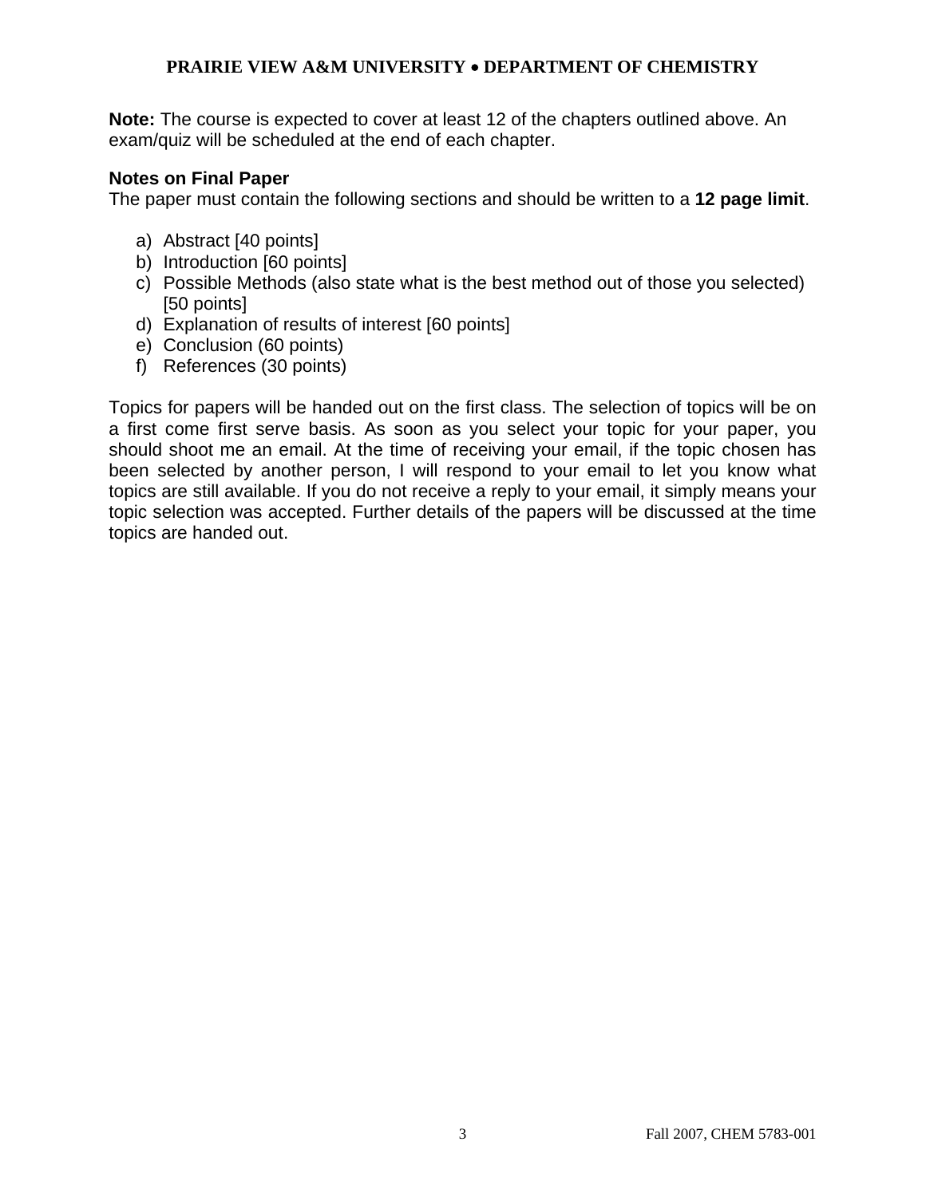**Note:** The course is expected to cover at least 12 of the chapters outlined above. An exam/quiz will be scheduled at the end of each chapter.

### Notes on Final Paper

The paper must contain the following sections and should be written to a **12 page limit**.

a) Abstract [40 points]
b) Introduction [60 points]
c) Possible Methods (also state what is the best method out of those you selected) [50 points]
d) Explanation of results of interest [60 points]
e) Conclusion (60 points)
f) References (30 points)

Topics for papers will be handed out on the first class. The selection of topics will be on a first come first serve basis. As soon as you select your topic for your paper, you should shoot me an email. At the time of receiving your email, if the topic chosen has been selected by another person, I will respond to your email to let you know what topics are still available. If you do not receive a reply to your email, it simply means your topic selection was accepted. Further details of the papers will be discussed at the time topics are handed out.